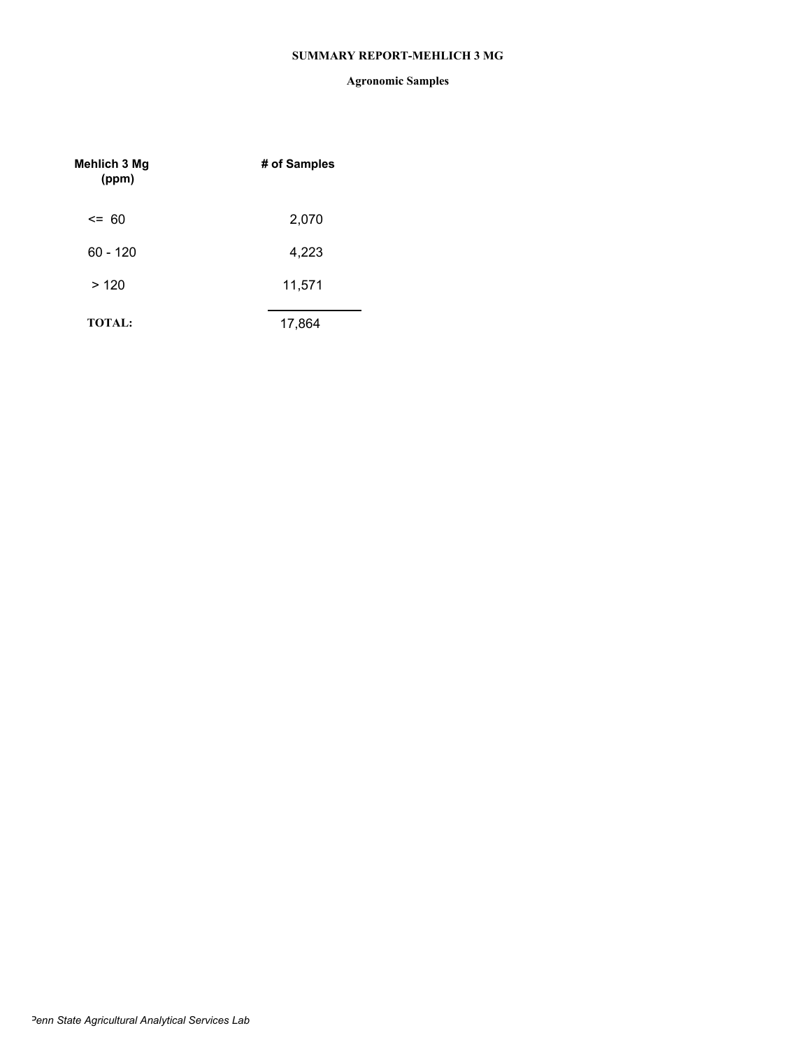# SUMMARY REPORT-MEHLICH 3 MG

## Agronomic Samples

| Mehlich 3 Mg (ppm) | # of Samples |
|---|---|
| <= 60 | 2,070 |
| 60 - 120 | 4,223 |
| > 120 | 11,571 |
| **TOTAL:** | 17,864 |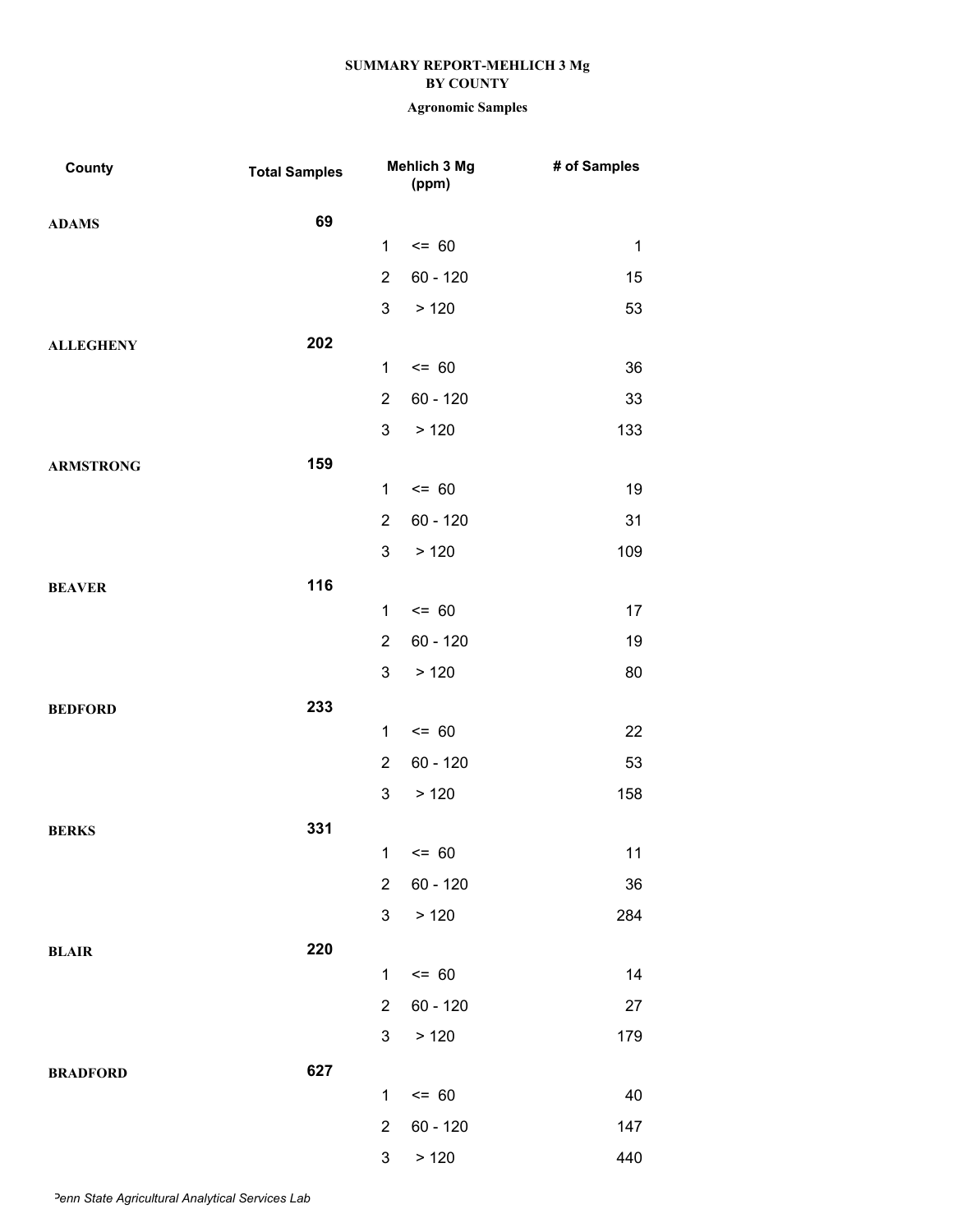# SUMMARY REPORT-MEHLICH 3 Mg
## BY COUNTY
### Agronomic Samples

| County | Total Samples | Mehlich 3 Mg (ppm) | | # of Samples |
|---|---|---|---|---|
| ADAMS | 69 | | | |
| | | 1 | <= 60 | 1 |
| | | 2 | 60 - 120 | 15 |
| | | 3 | > 120 | 53 |
| ALLEGHENY | 202 | | | |
| | | 1 | <= 60 | 36 |
| | | 2 | 60 - 120 | 33 |
| | | 3 | > 120 | 133 |
| ARMSTRONG | 159 | | | |
| | | 1 | <= 60 | 19 |
| | | 2 | 60 - 120 | 31 |
| | | 3 | > 120 | 109 |
| BEAVER | 116 | | | |
| | | 1 | <= 60 | 17 |
| | | 2 | 60 - 120 | 19 |
| | | 3 | > 120 | 80 |
| BEDFORD | 233 | | | |
| | | 1 | <= 60 | 22 |
| | | 2 | 60 - 120 | 53 |
| | | 3 | > 120 | 158 |
| BERKS | 331 | | | |
| | | 1 | <= 60 | 11 |
| | | 2 | 60 - 120 | 36 |
| | | 3 | > 120 | 284 |
| BLAIR | 220 | | | |
| | | 1 | <= 60 | 14 |
| | | 2 | 60 - 120 | 27 |
| | | 3 | > 120 | 179 |
| BRADFORD | 627 | | | |
| | | 1 | <= 60 | 40 |
| | | 2 | 60 - 120 | 147 |
| | | 3 | > 120 | 440 |

*Penn State Agricultural Analytical Services Lab*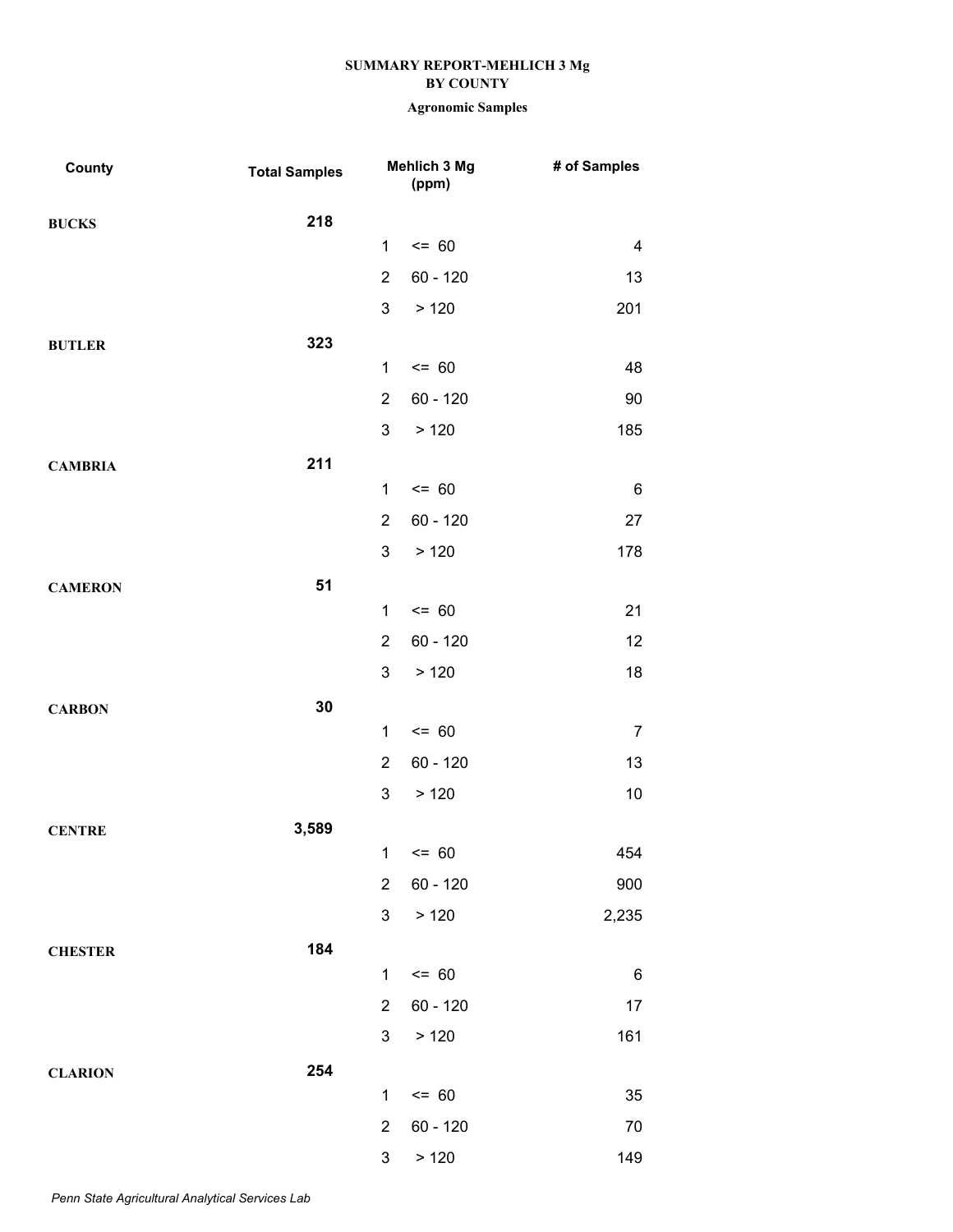**SUMMARY REPORT-MEHLICH 3 Mg**
**BY COUNTY**

**Agronomic Samples**

| County | Total Samples | | Mehlich 3 Mg (ppm) | # of Samples |
|---|---|---|---|---|
| **BUCKS** | **218** | | | |
| | | 1 | <= 60 | 4 |
| | | 2 | 60 - 120 | 13 |
| | | 3 | > 120 | 201 |
| **BUTLER** | **323** | | | |
| | | 1 | <= 60 | 48 |
| | | 2 | 60 - 120 | 90 |
| | | 3 | > 120 | 185 |
| **CAMBRIA** | **211** | | | |
| | | 1 | <= 60 | 6 |
| | | 2 | 60 - 120 | 27 |
| | | 3 | > 120 | 178 |
| **CAMERON** | **51** | | | |
| | | 1 | <= 60 | 21 |
| | | 2 | 60 - 120 | 12 |
| | | 3 | > 120 | 18 |
| **CARBON** | **30** | | | |
| | | 1 | <= 60 | 7 |
| | | 2 | 60 - 120 | 13 |
| | | 3 | > 120 | 10 |
| **CENTRE** | **3,589** | | | |
| | | 1 | <= 60 | 454 |
| | | 2 | 60 - 120 | 900 |
| | | 3 | > 120 | 2,235 |
| **CHESTER** | **184** | | | |
| | | 1 | <= 60 | 6 |
| | | 2 | 60 - 120 | 17 |
| | | 3 | > 120 | 161 |
| **CLARION** | **254** | | | |
| | | 1 | <= 60 | 35 |
| | | 2 | 60 - 120 | 70 |
| | | 3 | > 120 | 149 |

*Penn State Agricultural Analytical Services Lab*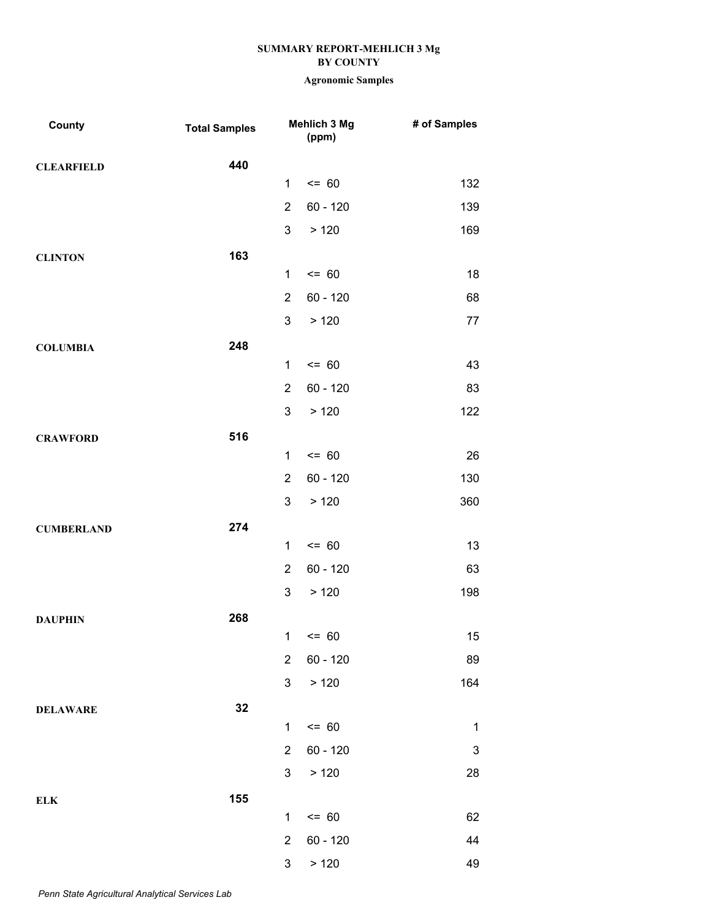**SUMMARY REPORT-MEHLICH 3 Mg**
**BY COUNTY**

**Agronomic Samples**

| County | Total Samples | | Mehlich 3 Mg (ppm) | # of Samples |
|---|---|---|---|---|
| CLEARFIELD | 440 | | | |
| | | 1 | <= 60 | 132 |
| | | 2 | 60 - 120 | 139 |
| | | 3 | > 120 | 169 |
| CLINTON | 163 | | | |
| | | 1 | <= 60 | 18 |
| | | 2 | 60 - 120 | 68 |
| | | 3 | > 120 | 77 |
| COLUMBIA | 248 | | | |
| | | 1 | <= 60 | 43 |
| | | 2 | 60 - 120 | 83 |
| | | 3 | > 120 | 122 |
| CRAWFORD | 516 | | | |
| | | 1 | <= 60 | 26 |
| | | 2 | 60 - 120 | 130 |
| | | 3 | > 120 | 360 |
| CUMBERLAND | 274 | | | |
| | | 1 | <= 60 | 13 |
| | | 2 | 60 - 120 | 63 |
| | | 3 | > 120 | 198 |
| DAUPHIN | 268 | | | |
| | | 1 | <= 60 | 15 |
| | | 2 | 60 - 120 | 89 |
| | | 3 | > 120 | 164 |
| DELAWARE | 32 | | | |
| | | 1 | <= 60 | 1 |
| | | 2 | 60 - 120 | 3 |
| | | 3 | > 120 | 28 |
| ELK | 155 | | | |
| | | 1 | <= 60 | 62 |
| | | 2 | 60 - 120 | 44 |
| | | 3 | > 120 | 49 |

*Penn State Agricultural Analytical Services Lab*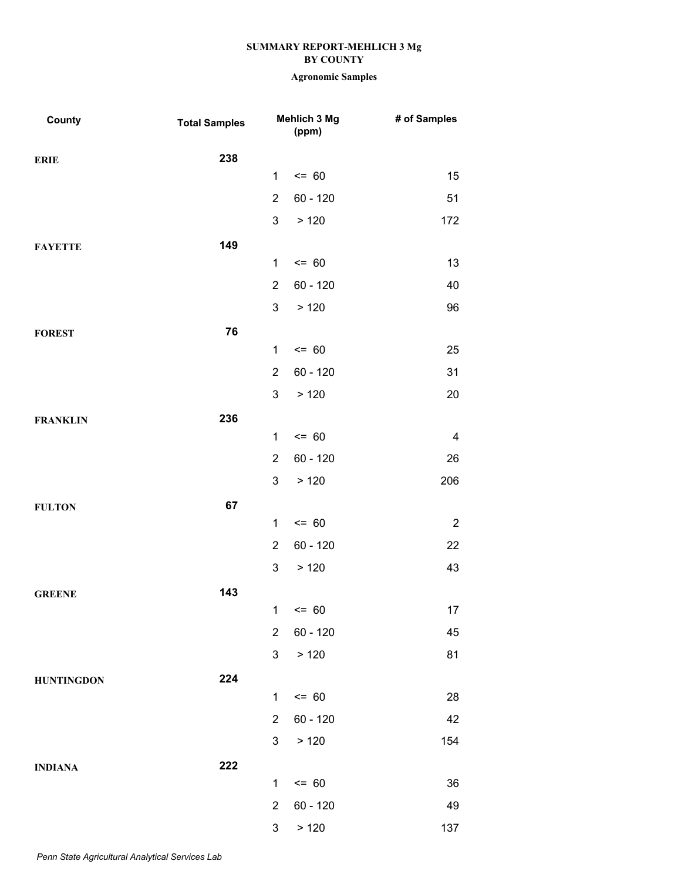**SUMMARY REPORT-MEHLICH 3 Mg**
**BY COUNTY**

**Agronomic Samples**

| County | Total Samples | | Mehlich 3 Mg (ppm) | # of Samples |
|---|---|---|---|---|
| **ERIE** | **238** | | | |
| | | 1 | <= 60 | 15 |
| | | 2 | 60 - 120 | 51 |
| | | 3 | > 120 | 172 |
| **FAYETTE** | **149** | | | |
| | | 1 | <= 60 | 13 |
| | | 2 | 60 - 120 | 40 |
| | | 3 | > 120 | 96 |
| **FOREST** | **76** | | | |
| | | 1 | <= 60 | 25 |
| | | 2 | 60 - 120 | 31 |
| | | 3 | > 120 | 20 |
| **FRANKLIN** | **236** | | | |
| | | 1 | <= 60 | 4 |
| | | 2 | 60 - 120 | 26 |
| | | 3 | > 120 | 206 |
| **FULTON** | **67** | | | |
| | | 1 | <= 60 | 2 |
| | | 2 | 60 - 120 | 22 |
| | | 3 | > 120 | 43 |
| **GREENE** | **143** | | | |
| | | 1 | <= 60 | 17 |
| | | 2 | 60 - 120 | 45 |
| | | 3 | > 120 | 81 |
| **HUNTINGDON** | **224** | | | |
| | | 1 | <= 60 | 28 |
| | | 2 | 60 - 120 | 42 |
| | | 3 | > 120 | 154 |
| **INDIANA** | **222** | | | |
| | | 1 | <= 60 | 36 |
| | | 2 | 60 - 120 | 49 |
| | | 3 | > 120 | 137 |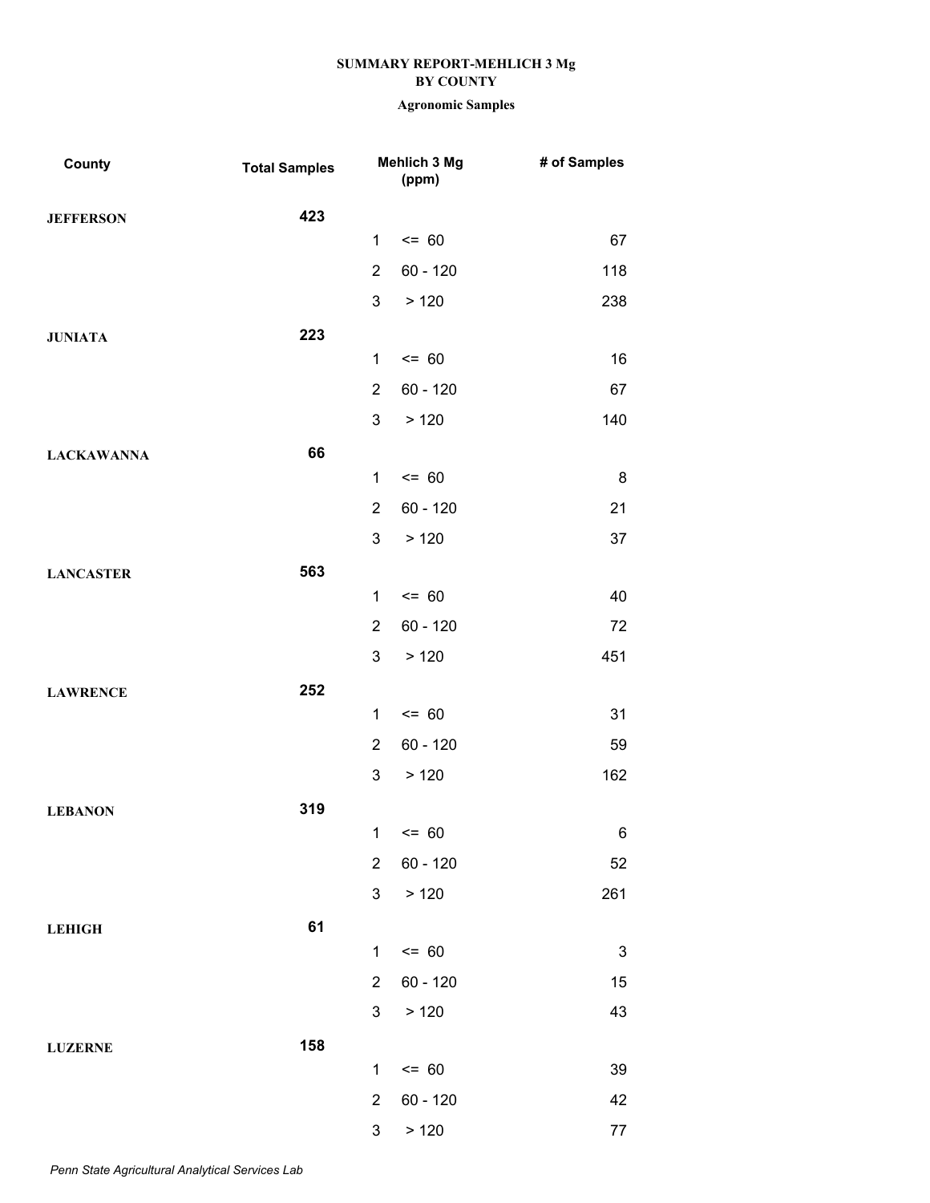# SUMMARY REPORT-MEHLICH 3 Mg
## BY COUNTY
### Agronomic Samples

| County | Total Samples | Mehlich 3 Mg (ppm) | | # of Samples |
|---|---|---|---|---|
| JEFFERSON | 423 | | | |
| | | 1 | <= 60 | 67 |
| | | 2 | 60 - 120 | 118 |
| | | 3 | > 120 | 238 |
| JUNIATA | 223 | | | |
| | | 1 | <= 60 | 16 |
| | | 2 | 60 - 120 | 67 |
| | | 3 | > 120 | 140 |
| LACKAWANNA | 66 | | | |
| | | 1 | <= 60 | 8 |
| | | 2 | 60 - 120 | 21 |
| | | 3 | > 120 | 37 |
| LANCASTER | 563 | | | |
| | | 1 | <= 60 | 40 |
| | | 2 | 60 - 120 | 72 |
| | | 3 | > 120 | 451 |
| LAWRENCE | 252 | | | |
| | | 1 | <= 60 | 31 |
| | | 2 | 60 - 120 | 59 |
| | | 3 | > 120 | 162 |
| LEBANON | 319 | | | |
| | | 1 | <= 60 | 6 |
| | | 2 | 60 - 120 | 52 |
| | | 3 | > 120 | 261 |
| LEHIGH | 61 | | | |
| | | 1 | <= 60 | 3 |
| | | 2 | 60 - 120 | 15 |
| | | 3 | > 120 | 43 |
| LUZERNE | 158 | | | |
| | | 1 | <= 60 | 39 |
| | | 2 | 60 - 120 | 42 |
| | | 3 | > 120 | 77 |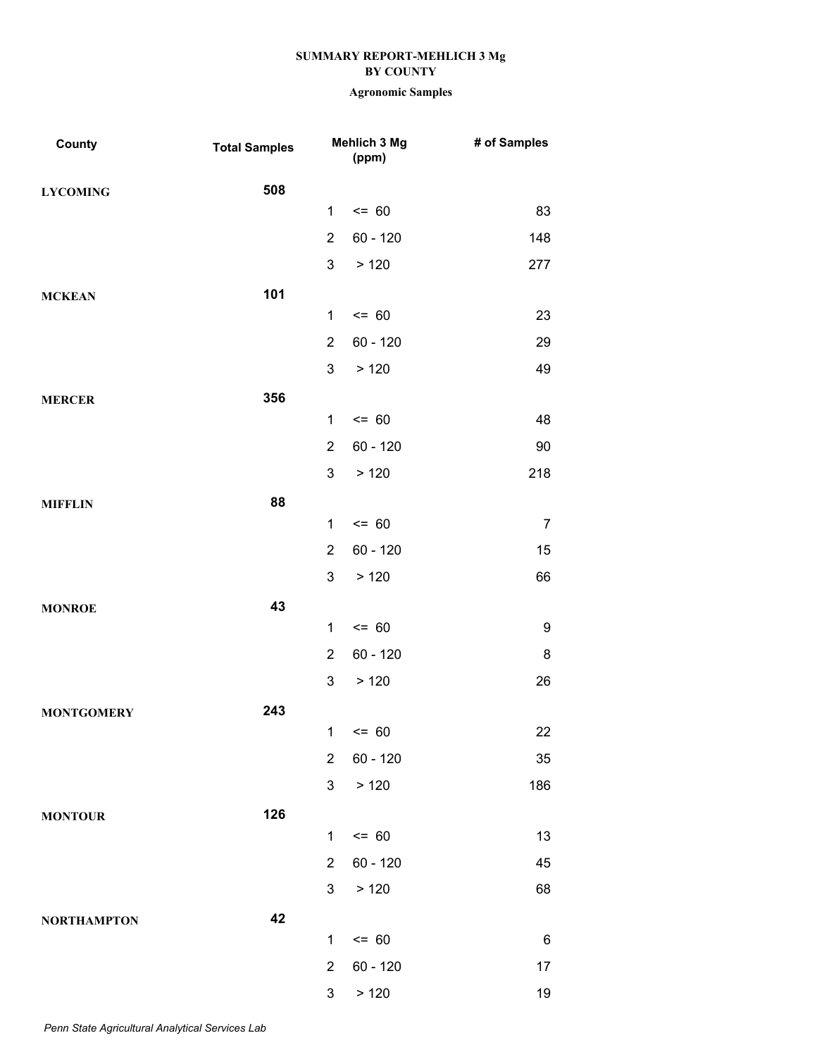**SUMMARY REPORT-MEHLICH 3 Mg**
**BY COUNTY**

**Agronomic Samples**

| County | Total Samples | | Mehlich 3 Mg (ppm) | # of Samples |
|---|---|---|---|---|
| **LYCOMING** | **508** | | | |
| | | 1 | <= 60 | 83 |
| | | 2 | 60 - 120 | 148 |
| | | 3 | > 120 | 277 |
| **MCKEAN** | **101** | | | |
| | | 1 | <= 60 | 23 |
| | | 2 | 60 - 120 | 29 |
| | | 3 | > 120 | 49 |
| **MERCER** | **356** | | | |
| | | 1 | <= 60 | 48 |
| | | 2 | 60 - 120 | 90 |
| | | 3 | > 120 | 218 |
| **MIFFLIN** | **88** | | | |
| | | 1 | <= 60 | 7 |
| | | 2 | 60 - 120 | 15 |
| | | 3 | > 120 | 66 |
| **MONROE** | **43** | | | |
| | | 1 | <= 60 | 9 |
| | | 2 | 60 - 120 | 8 |
| | | 3 | > 120 | 26 |
| **MONTGOMERY** | **243** | | | |
| | | 1 | <= 60 | 22 |
| | | 2 | 60 - 120 | 35 |
| | | 3 | > 120 | 186 |
| **MONTOUR** | **126** | | | |
| | | 1 | <= 60 | 13 |
| | | 2 | 60 - 120 | 45 |
| | | 3 | > 120 | 68 |
| **NORTHAMPTON** | **42** | | | |
| | | 1 | <= 60 | 6 |
| | | 2 | 60 - 120 | 17 |
| | | 3 | > 120 | 19 |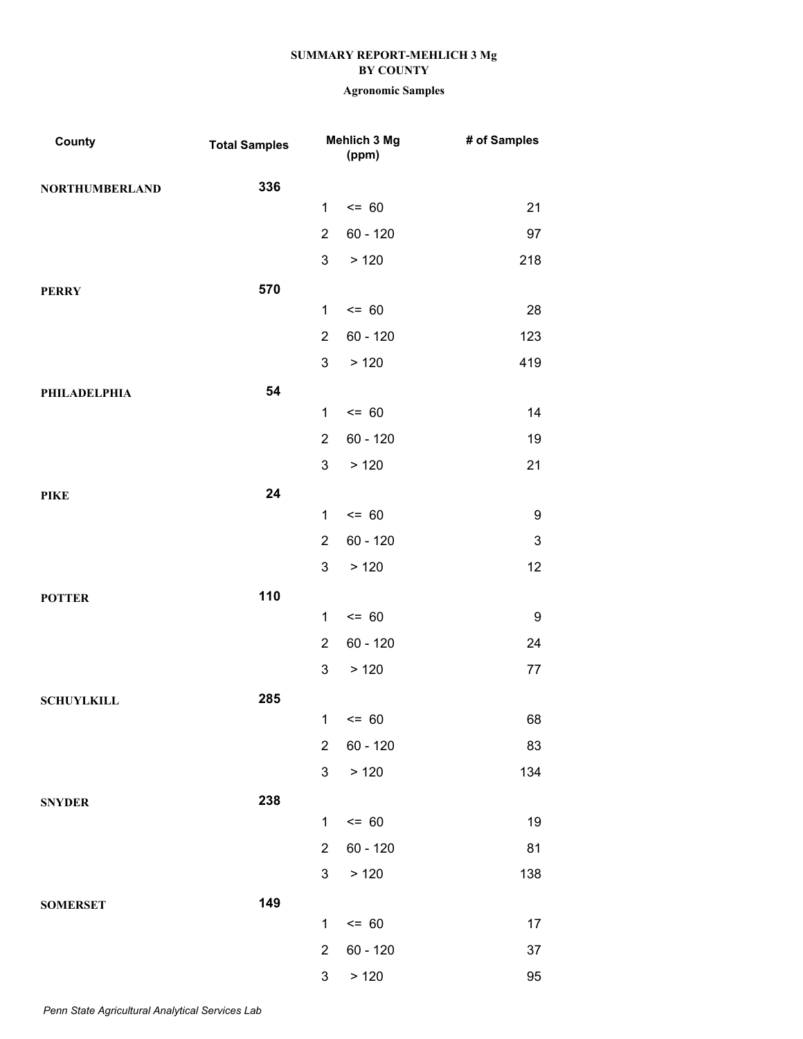**SUMMARY REPORT-MEHLICH 3 Mg**
**BY COUNTY**

**Agronomic Samples**

| County | Total Samples | | Mehlich 3 Mg (ppm) | # of Samples |
|---|---|---|---|---|
| **NORTHUMBERLAND** | **336** | | | |
| | | 1 | <= 60 | 21 |
| | | 2 | 60 - 120 | 97 |
| | | 3 | > 120 | 218 |
| **PERRY** | **570** | | | |
| | | 1 | <= 60 | 28 |
| | | 2 | 60 - 120 | 123 |
| | | 3 | > 120 | 419 |
| **PHILADELPHIA** | **54** | | | |
| | | 1 | <= 60 | 14 |
| | | 2 | 60 - 120 | 19 |
| | | 3 | > 120 | 21 |
| **PIKE** | **24** | | | |
| | | 1 | <= 60 | 9 |
| | | 2 | 60 - 120 | 3 |
| | | 3 | > 120 | 12 |
| **POTTER** | **110** | | | |
| | | 1 | <= 60 | 9 |
| | | 2 | 60 - 120 | 24 |
| | | 3 | > 120 | 77 |
| **SCHUYLKILL** | **285** | | | |
| | | 1 | <= 60 | 68 |
| | | 2 | 60 - 120 | 83 |
| | | 3 | > 120 | 134 |
| **SNYDER** | **238** | | | |
| | | 1 | <= 60 | 19 |
| | | 2 | 60 - 120 | 81 |
| | | 3 | > 120 | 138 |
| **SOMERSET** | **149** | | | |
| | | 1 | <= 60 | 17 |
| | | 2 | 60 - 120 | 37 |
| | | 3 | > 120 | 95 |

*Penn State Agricultural Analytical Services Lab*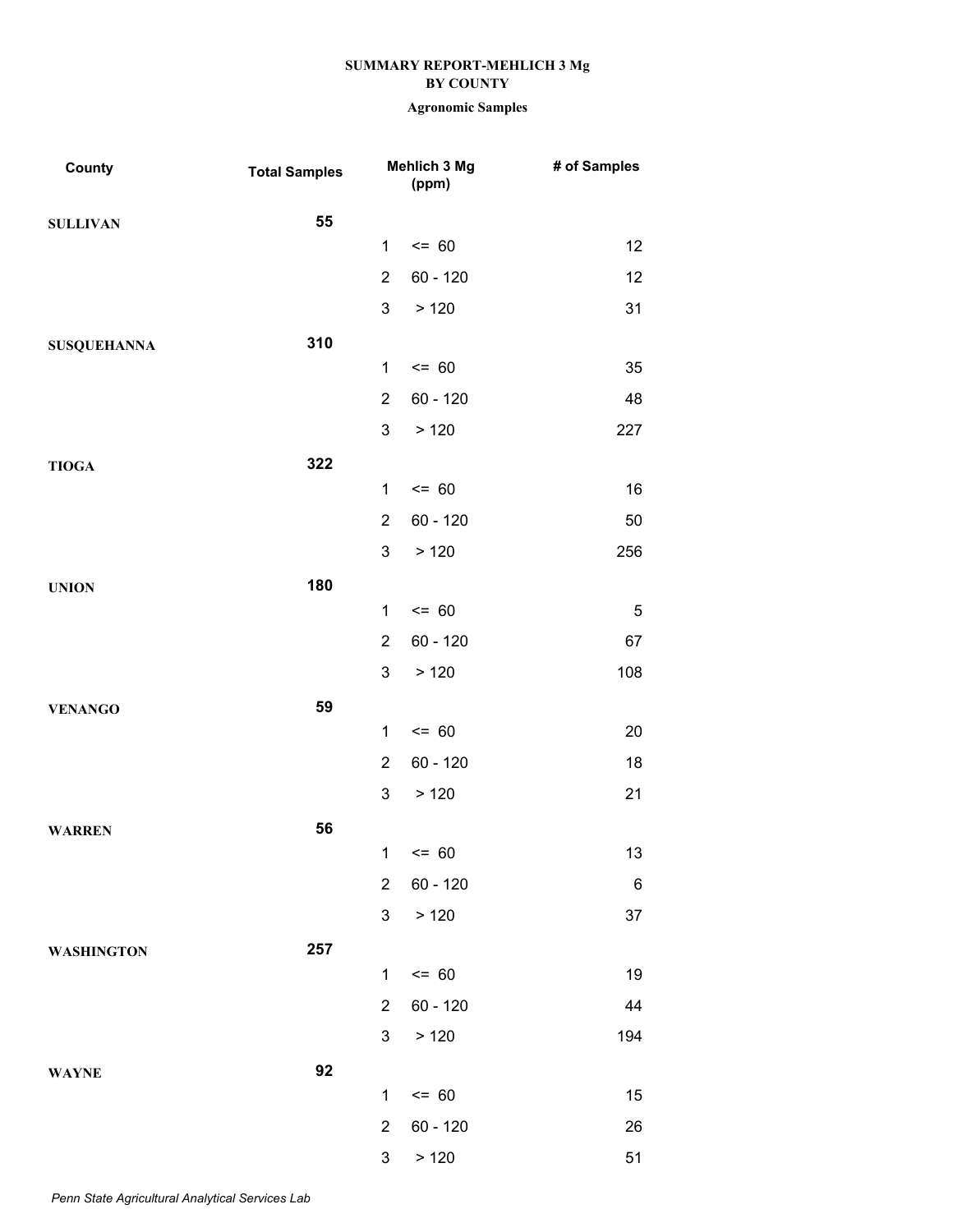**SUMMARY REPORT-MEHLICH 3 Mg**
**BY COUNTY**

**Agronomic Samples**

| County | Total Samples | | Mehlich 3 Mg (ppm) | # of Samples |
|---|---|---|---|---|
| **SULLIVAN** | **55** | | | |
| | | 1 | <= 60 | 12 |
| | | 2 | 60 - 120 | 12 |
| | | 3 | > 120 | 31 |
| **SUSQUEHANNA** | **310** | | | |
| | | 1 | <= 60 | 35 |
| | | 2 | 60 - 120 | 48 |
| | | 3 | > 120 | 227 |
| **TIOGA** | **322** | | | |
| | | 1 | <= 60 | 16 |
| | | 2 | 60 - 120 | 50 |
| | | 3 | > 120 | 256 |
| **UNION** | **180** | | | |
| | | 1 | <= 60 | 5 |
| | | 2 | 60 - 120 | 67 |
| | | 3 | > 120 | 108 |
| **VENANGO** | **59** | | | |
| | | 1 | <= 60 | 20 |
| | | 2 | 60 - 120 | 18 |
| | | 3 | > 120 | 21 |
| **WARREN** | **56** | | | |
| | | 1 | <= 60 | 13 |
| | | 2 | 60 - 120 | 6 |
| | | 3 | > 120 | 37 |
| **WASHINGTON** | **257** | | | |
| | | 1 | <= 60 | 19 |
| | | 2 | 60 - 120 | 44 |
| | | 3 | > 120 | 194 |
| **WAYNE** | **92** | | | |
| | | 1 | <= 60 | 15 |
| | | 2 | 60 - 120 | 26 |
| | | 3 | > 120 | 51 |

*Penn State Agricultural Analytical Services Lab*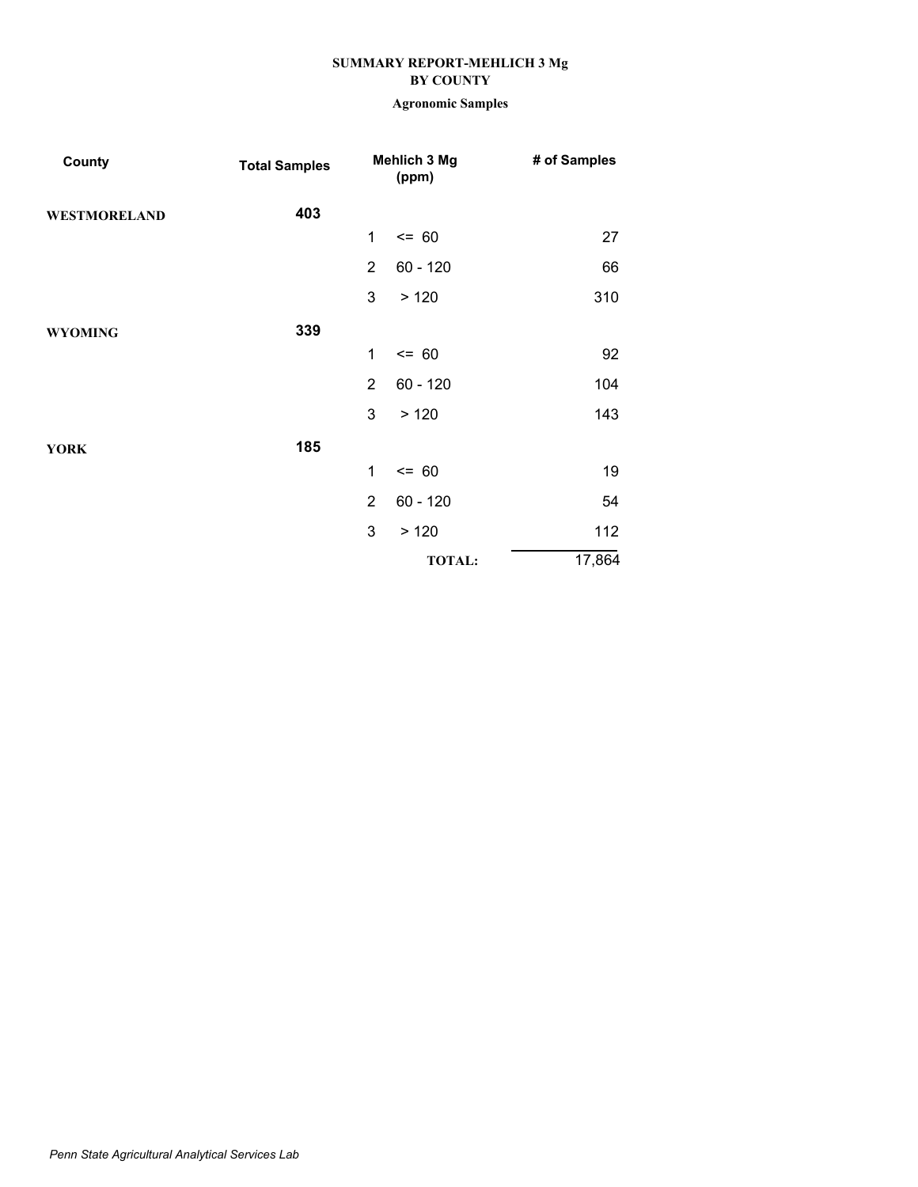**SUMMARY REPORT-MEHLICH 3 Mg**
**BY COUNTY**

**Agronomic Samples**

| County | Total Samples | | Mehlich 3 Mg (ppm) | # of Samples |
|---|---|---|---|---|
| **WESTMORELAND** | **403** | | | |
| | | 1 | <= 60 | 27 |
| | | 2 | 60 - 120 | 66 |
| | | 3 | > 120 | 310 |
| **WYOMING** | **339** | | | |
| | | 1 | <= 60 | 92 |
| | | 2 | 60 - 120 | 104 |
| | | 3 | > 120 | 143 |
| **YORK** | **185** | | | |
| | | 1 | <= 60 | 19 |
| | | 2 | 60 - 120 | 54 |
| | | 3 | > 120 | 112 |
| | | | **TOTAL:** | 17,864 |

*Penn State Agricultural Analytical Services Lab*